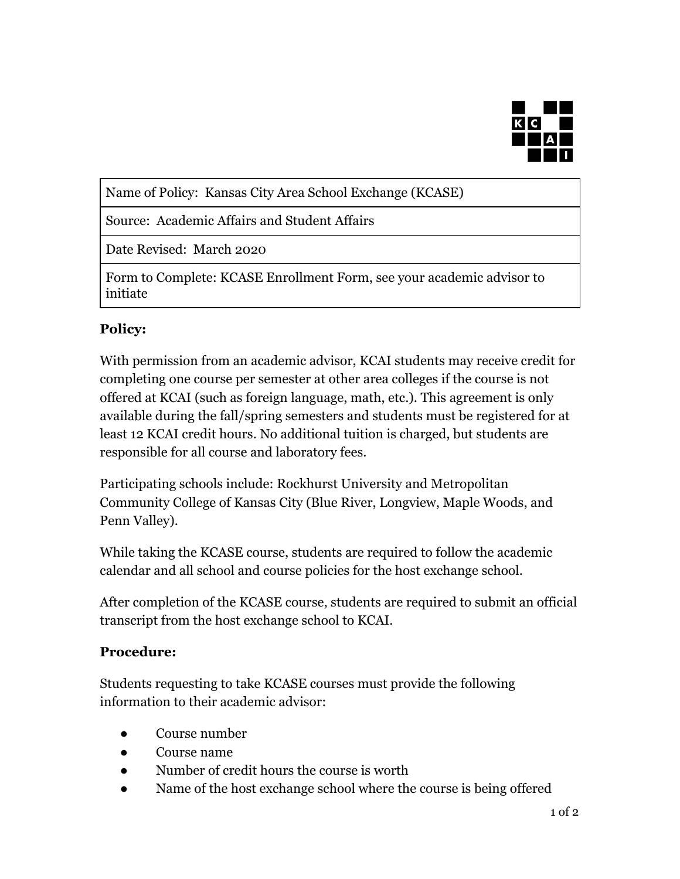| Name of Policy: Kansas City Area School Exchange (KCASE) |
| --- |
| Source: Academic Affairs and Student Affairs |
| Date Revised: March 2020 |
| Form to Complete: KCASE Enrollment Form, see your academic advisor to initiate |

**Policy:**

With permission from an academic advisor, KCAI students may receive credit for completing one course per semester at other area colleges if the course is not offered at KCAI (such as foreign language, math, etc.). This agreement is only available during the fall/spring semesters and students must be registered for at least 12 KCAI credit hours. No additional tuition is charged, but students are responsible for all course and laboratory fees.

Participating schools include: Rockhurst University and Metropolitan Community College of Kansas City (Blue River, Longview, Maple Woods, and Penn Valley).

While taking the KCASE course, students are required to follow the academic calendar and all school and course policies for the host exchange school.

After completion of the KCASE course, students are required to submit an official transcript from the host exchange school to KCAI.

**Procedure:**

Students requesting to take KCASE courses must provide the following information to their academic advisor:

- Course number
- Course name
- Number of credit hours the course is worth
- Name of the host exchange school where the course is being offered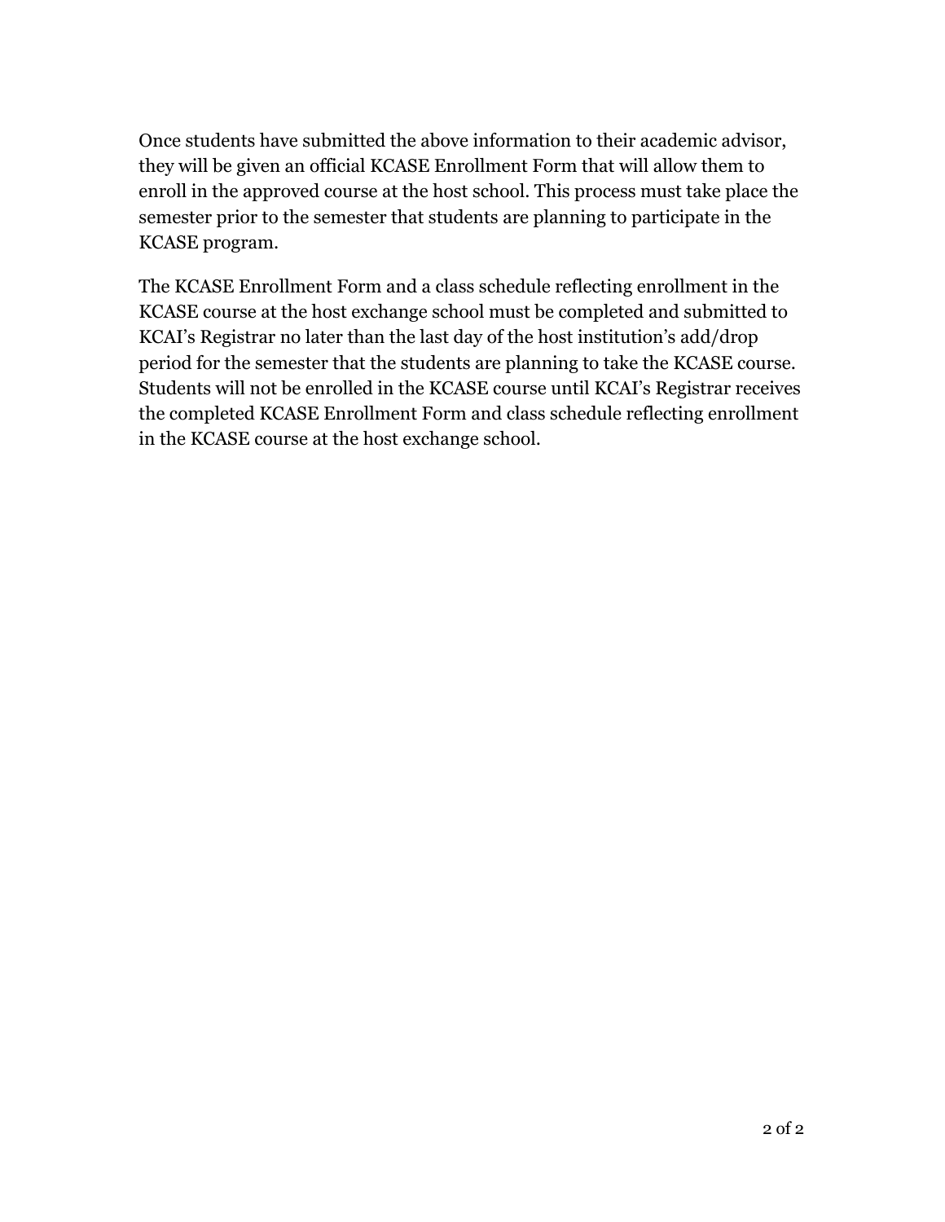Once students have submitted the above information to their academic advisor, they will be given an official KCASE Enrollment Form that will allow them to enroll in the approved course at the host school. This process must take place the semester prior to the semester that students are planning to participate in the KCASE program.

The KCASE Enrollment Form and a class schedule reflecting enrollment in the KCASE course at the host exchange school must be completed and submitted to KCAI's Registrar no later than the last day of the host institution's add/drop period for the semester that the students are planning to take the KCASE course. Students will not be enrolled in the KCASE course until KCAI's Registrar receives the completed KCASE Enrollment Form and class schedule reflecting enrollment in the KCASE course at the host exchange school.